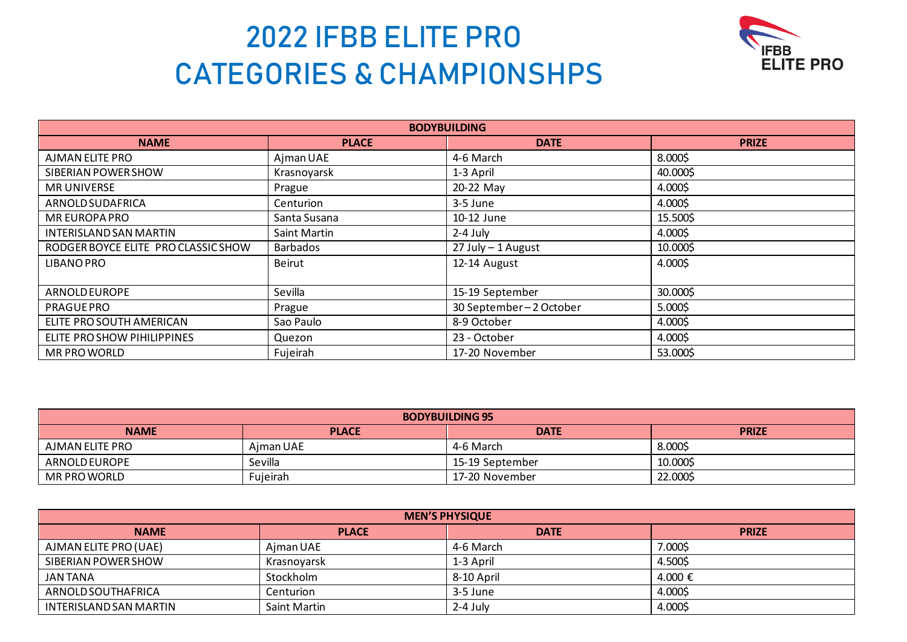# 2022 IFBB ELITE PRO CATEGORIES & CHAMPIONSHPS

IFBB ELITE PRO

| BODYBUILDING | | | |
|---|---|---|---|
| **NAME** | **PLACE** | **DATE** | **PRIZE** |
| AJMAN ELITE PRO | Ajman UAE | 4-6 March | 8.000$ |
| SIBERIAN POWER SHOW | Krasnoyarsk | 1-3 April | 40.000$ |
| MR UNIVERSE | Prague | 20-22 May | 4.000$ |
| ARNOLD SUDAFRICA | Centurion | 3-5 June | 4.000$ |
| MR EUROPA PRO | Santa Susana | 10-12 June | 15.500$ |
| INTERISLAND SAN MARTIN | Saint Martin | 2-4 July | 4.000$ |
| RODGER BOYCE ELITE PRO CLASSIC SHOW | Barbados | 27 July – 1 August | 10.000$ |
| LIBANO PRO | Beirut | 12-14 August | 4.000$ |
| ARNOLD EUROPE | Sevilla | 15-19 September | 30.000$ |
| PRAGUE PRO | Prague | 30 September – 2 October | 5.000$ |
| ELITE PRO SOUTH AMERICAN | Sao Paulo | 8-9 October | 4.000$ |
| ELITE PRO SHOW PIHILIPPINES | Quezon | 23 - October | 4.000$ |
| MR PRO WORLD | Fujeirah | 17-20 November | 53.000$ |

| BODYBUILDING 95 | | | |
|---|---|---|---|
| **NAME** | **PLACE** | **DATE** | **PRIZE** |
| AJMAN ELITE PRO | Ajman UAE | 4-6 March | 8.000$ |
| ARNOLD EUROPE | Sevilla | 15-19 September | 10.000$ |
| MR PRO WORLD | Fujeirah | 17-20 November | 22.000$ |

| MEN'S PHYSIQUE | | | |
|---|---|---|---|
| **NAME** | **PLACE** | **DATE** | **PRIZE** |
| AJMAN ELITE PRO (UAE) | Ajman UAE | 4-6 March | 7.000$ |
| SIBERIAN POWER SHOW | Krasnoyarsk | 1-3 April | 4.500$ |
| JAN TANA | Stockholm | 8-10 April | 4.000 € |
| ARNOLD SOUTHAFRICA | Centurion | 3-5 June | 4.000$ |
| INTERISLAND SAN MARTIN | Saint Martin | 2-4 July | 4.000$ |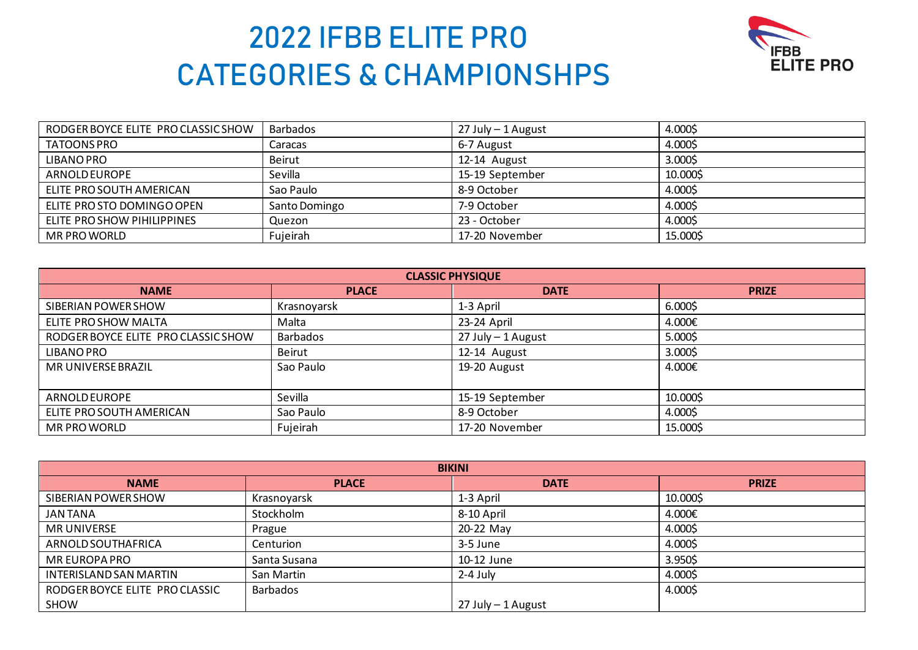# 2022 IFBB ELITE PRO CATEGORIES & CHAMPIONSHPS

| | | | |
|---|---|---|---|
| RODGER BOYCE ELITE PRO CLASSIC SHOW | Barbados | 27 July – 1 August | 4.000$ |
| TATOONS PRO | Caracas | 6-7 August | 4.000$ |
| LIBANO PRO | Beirut | 12-14 August | 3.000$ |
| ARNOLD EUROPE | Sevilla | 15-19 September | 10.000$ |
| ELITE PRO SOUTH AMERICAN | Sao Paulo | 8-9 October | 4.000$ |
| ELITE PRO STO DOMINGO OPEN | Santo Domingo | 7-9 October | 4.000$ |
| ELITE PRO SHOW PIHILIPPINES | Quezon | 23 - October | 4.000$ |
| MR PRO WORLD | Fujeirah | 17-20 November | 15.000$ |

| CLASSIC PHYSIQUE | | | |
|---|---|---|---|
| **NAME** | **PLACE** | **DATE** | **PRIZE** |
| SIBERIAN POWER SHOW | Krasnoyarsk | 1-3 April | 6.000$ |
| ELITE PRO SHOW MALTA | Malta | 23-24 April | 4.000€ |
| RODGER BOYCE ELITE PRO CLASSIC SHOW | Barbados | 27 July – 1 August | 5.000$ |
| LIBANO PRO | Beirut | 12-14 August | 3.000$ |
| MR UNIVERSE BRAZIL | Sao Paulo | 19-20 August | 4.000€ |
| ARNOLD EUROPE | Sevilla | 15-19 September | 10.000$ |
| ELITE PRO SOUTH AMERICAN | Sao Paulo | 8-9 October | 4.000$ |
| MR PRO WORLD | Fujeirah | 17-20 November | 15.000$ |

| BIKINI | | | |
|---|---|---|---|
| **NAME** | **PLACE** | **DATE** | **PRIZE** |
| SIBERIAN POWER SHOW | Krasnoyarsk | 1-3 April | 10.000$ |
| JAN TANA | Stockholm | 8-10 April | 4.000€ |
| MR UNIVERSE | Prague | 20-22 May | 4.000$ |
| ARNOLD SOUTHAFRICA | Centurion | 3-5 June | 4.000$ |
| MR EUROPA PRO | Santa Susana | 10-12 June | 3.950$ |
| INTERISLAND SAN MARTIN | San Martin | 2-4 July | 4.000$ |
| RODGER BOYCE ELITE PRO CLASSIC SHOW | Barbados | 27 July – 1 August | 4.000$ |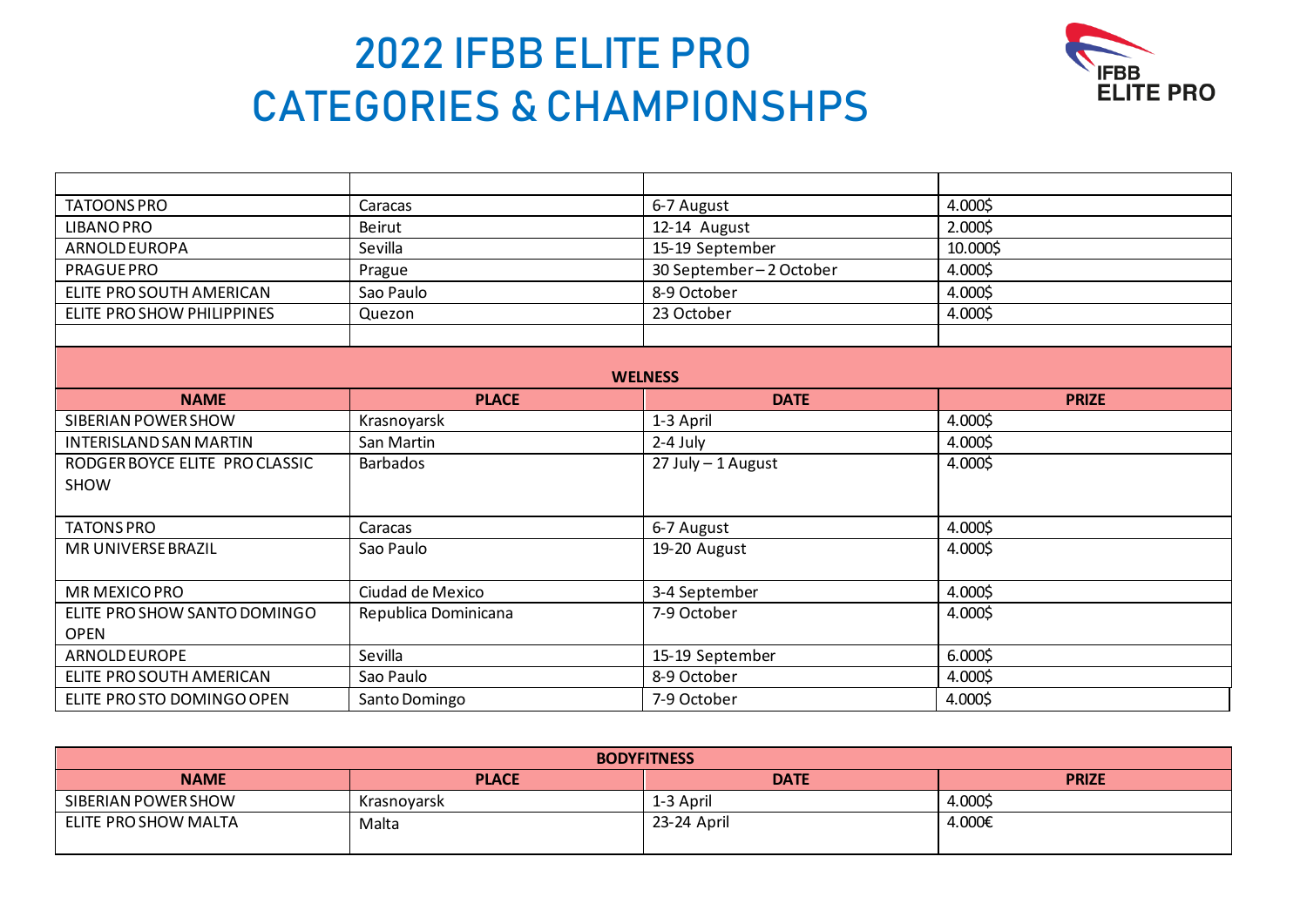# 2022 IFBB ELITE PRO CATEGORIES & CHAMPIONSHPS

| | | | |
|---|---|---|---|
| TATOONS PRO | Caracas | 6-7 August | 4.000$ |
| LIBANO PRO | Beirut | 12-14 August | 2.000$ |
| ARNOLD EUROPA | Sevilla | 15-19 September | 10.000$ |
| PRAGUE PRO | Prague | 30 September – 2 October | 4.000$ |
| ELITE PRO SOUTH AMERICAN | Sao Paulo | 8-9 October | 4.000$ |
| ELITE PRO SHOW PHILIPPINES | Quezon | 23 October | 4.000$ |
| | | | |

| **WELNESS** | | | |
|---|---|---|---|
| **NAME** | **PLACE** | **DATE** | **PRIZE** |
| SIBERIAN POWER SHOW | Krasnoyarsk | 1-3 April | 4.000$ |
| INTERISLAND SAN MARTIN | San Martin | 2-4 July | 4.000$ |
| RODGER BOYCE ELITE PRO CLASSIC SHOW | Barbados | 27 July – 1 August | 4.000$ |
| TATONS PRO | Caracas | 6-7 August | 4.000$ |
| MR UNIVERSE BRAZIL | Sao Paulo | 19-20 August | 4.000$ |
| MR MEXICO PRO | Ciudad de Mexico | 3-4 September | 4.000$ |
| ELITE PRO SHOW SANTO DOMINGO OPEN | Republica Dominicana | 7-9 October | 4.000$ |
| ARNOLD EUROPE | Sevilla | 15-19 September | 6.000$ |
| ELITE PRO SOUTH AMERICAN | Sao Paulo | 8-9 October | 4.000$ |
| ELITE PRO STO DOMINGO OPEN | Santo Domingo | 7-9 October | 4.000$ |

| **BODYFITNESS** | | | |
|---|---|---|---|
| **NAME** | **PLACE** | **DATE** | **PRIZE** |
| SIBERIAN POWER SHOW | Krasnoyarsk | 1-3 April | 4.000$ |
| ELITE PRO SHOW MALTA | Malta | 23-24 April | 4.000€ |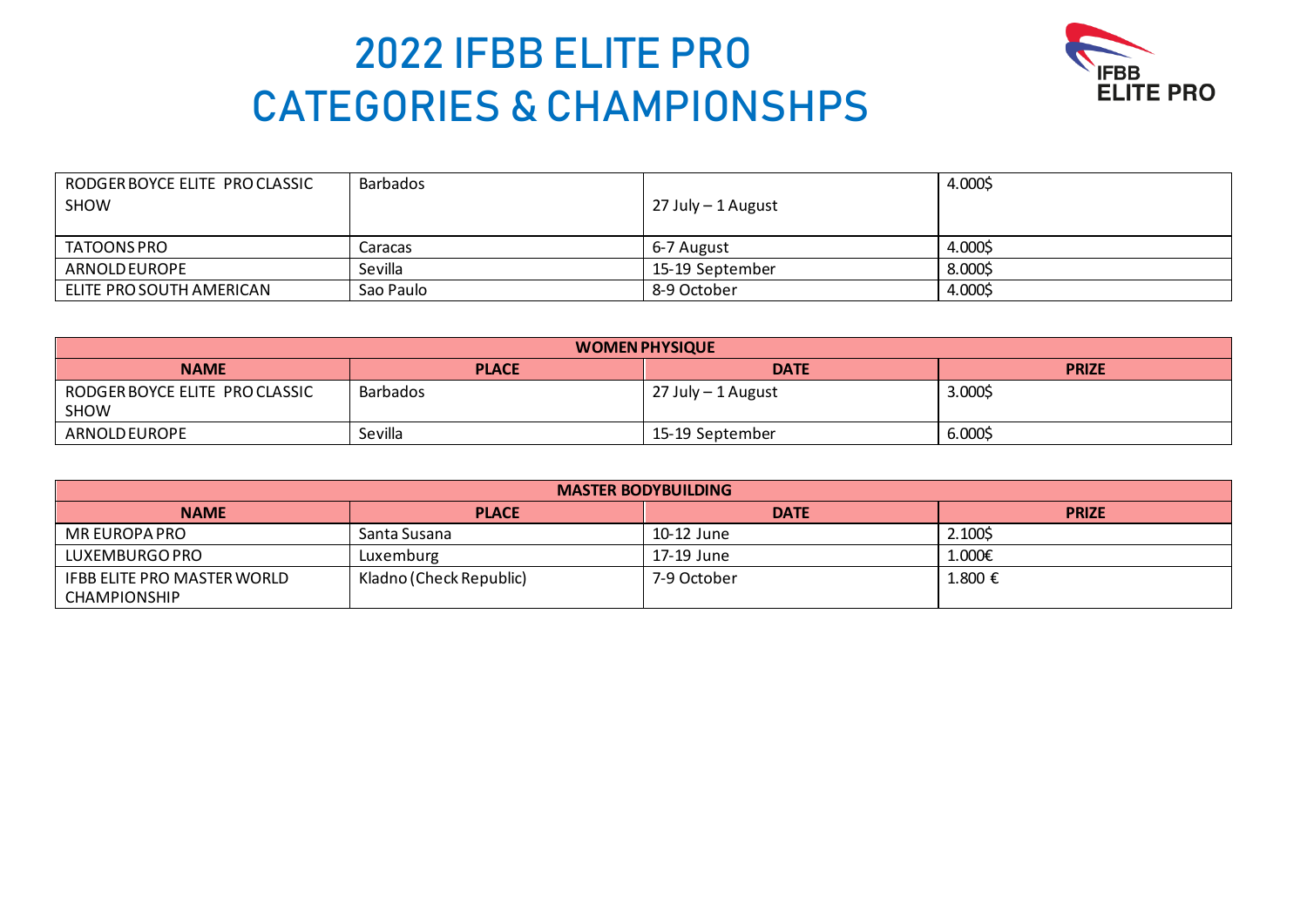# 2022 IFBB ELITE PRO CATEGORIES & CHAMPIONSHPS

| | | | |
|---|---|---|---|
| RODGER BOYCE ELITE PRO CLASSIC SHOW | Barbados | 27 July – 1 August | 4.000$ |
| TATOONS PRO | Caracas | 6-7 August | 4.000$ |
| ARNOLD EUROPE | Sevilla | 15-19 September | 8.000$ |
| ELITE PRO SOUTH AMERICAN | Sao Paulo | 8-9 October | 4.000$ |

| **WOMEN PHYSIQUE** | | | |
|---|---|---|---|
| **NAME** | **PLACE** | **DATE** | **PRIZE** |
| RODGER BOYCE ELITE PRO CLASSIC SHOW | Barbados | 27 July – 1 August | 3.000$ |
| ARNOLD EUROPE | Sevilla | 15-19 September | 6.000$ |

| **MASTER BODYBUILDING** | | | |
|---|---|---|---|
| **NAME** | **PLACE** | **DATE** | **PRIZE** |
| MR EUROPA PRO | Santa Susana | 10-12 June | 2.100$ |
| LUXEMBURGO PRO | Luxemburg | 17-19 June | 1.000€ |
| IFBB ELITE PRO MASTER WORLD CHAMPIONSHIP | Kladno (Check Republic) | 7-9 October | 1.800 € |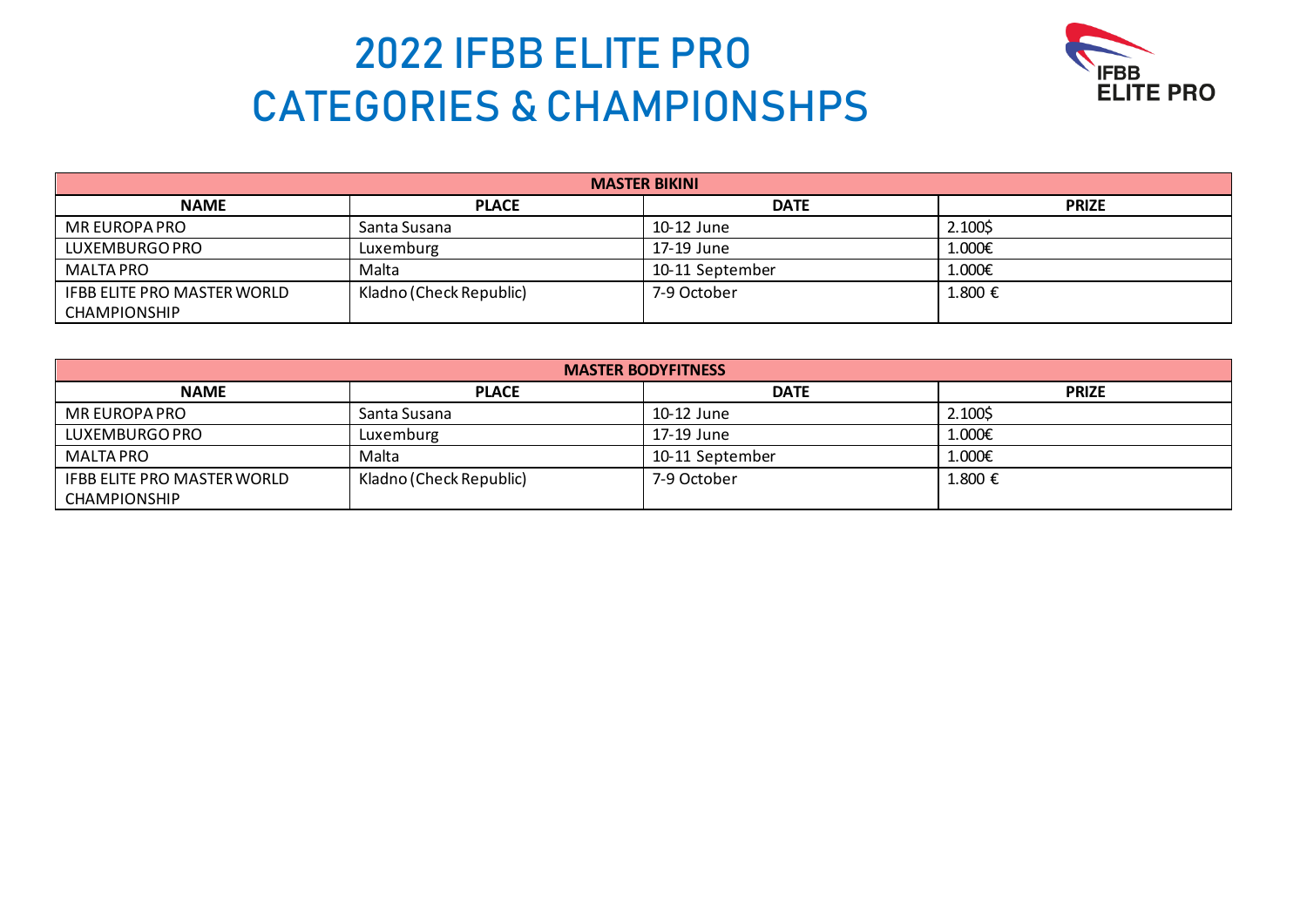# 2022 IFBB ELITE PRO CATEGORIES & CHAMPIONSHPS

IFBB ELITE PRO

| MASTER BIKINI | | | |
|---|---|---|---|
| **NAME** | **PLACE** | **DATE** | **PRIZE** |
| MR EUROPA PRO | Santa Susana | 10-12 June | 2.100$ |
| LUXEMBURGO PRO | Luxemburg | 17-19 June | 1.000€ |
| MALTA PRO | Malta | 10-11 September | 1.000€ |
| IFBB ELITE PRO MASTER WORLD CHAMPIONSHIP | Kladno (Check Republic) | 7-9 October | 1.800 € |

| MASTER BODYFITNESS | | | |
|---|---|---|---|
| **NAME** | **PLACE** | **DATE** | **PRIZE** |
| MR EUROPA PRO | Santa Susana | 10-12 June | 2.100$ |
| LUXEMBURGO PRO | Luxemburg | 17-19 June | 1.000€ |
| MALTA PRO | Malta | 10-11 September | 1.000€ |
| IFBB ELITE PRO MASTER WORLD CHAMPIONSHIP | Kladno (Check Republic) | 7-9 October | 1.800 € |